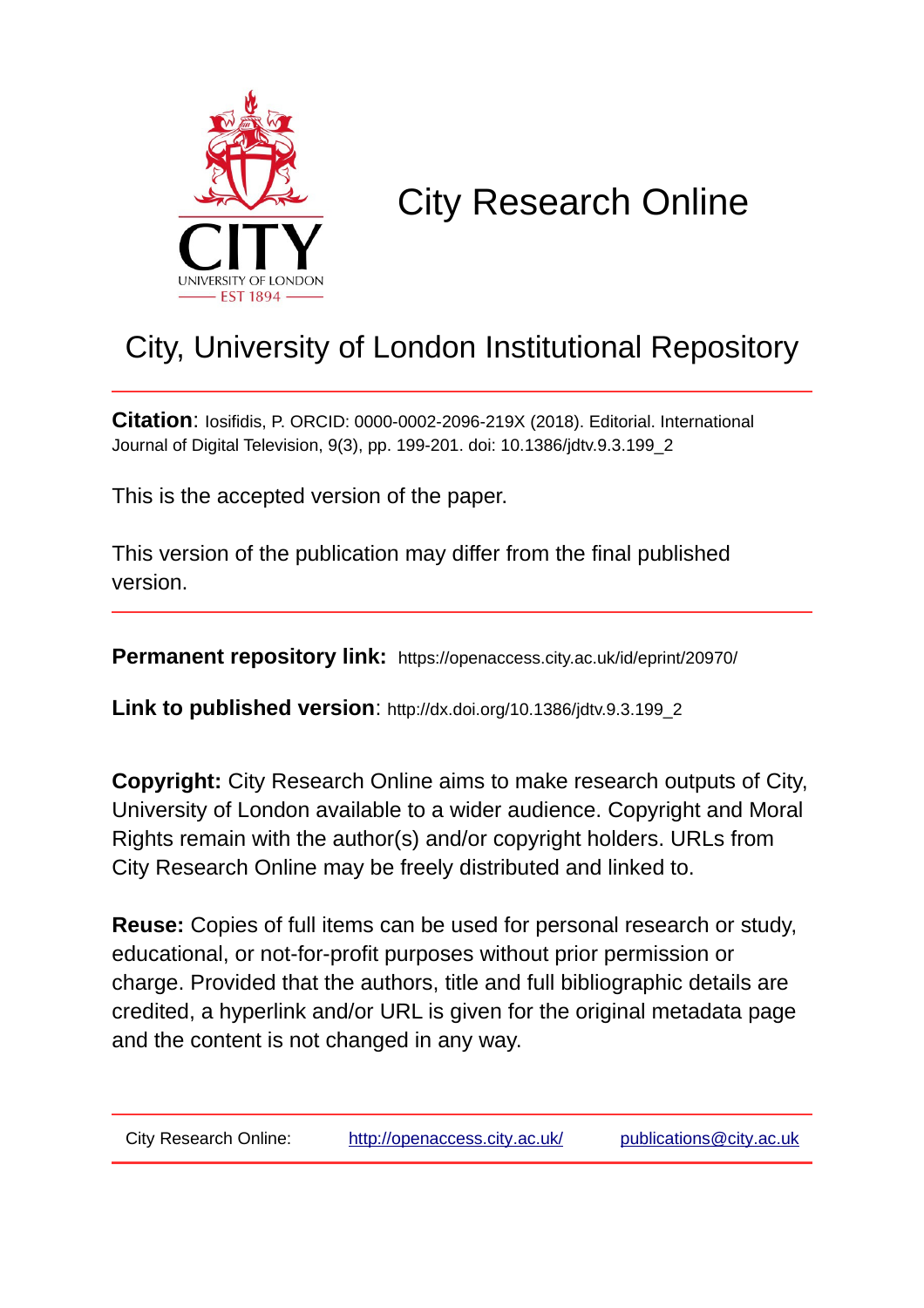CITY

UNIVERSITY OF LONDON

EST 1894

# City Research Online

## City, University of London Institutional Repository

**Citation**: Iosifidis, P. ORCID: 0000-0002-2096-219X (2018). Editorial. International Journal of Digital Television, 9(3), pp. 199-201. doi: 10.1386/jdtv.9.3.199_2

This is the accepted version of the paper.

This version of the publication may differ from the final published version.

**Permanent repository link:** https://openaccess.city.ac.uk/id/eprint/20970/

**Link to published version**: http://dx.doi.org/10.1386/jdtv.9.3.199_2

**Copyright:** City Research Online aims to make research outputs of City, University of London available to a wider audience. Copyright and Moral Rights remain with the author(s) and/or copyright holders. URLs from City Research Online may be freely distributed and linked to.

**Reuse:** Copies of full items can be used for personal research or study, educational, or not-for-profit purposes without prior permission or charge. Provided that the authors, title and full bibliographic details are credited, a hyperlink and/or URL is given for the original metadata page and the content is not changed in any way.

City Research Online: http://openaccess.city.ac.uk/ publications@city.ac.uk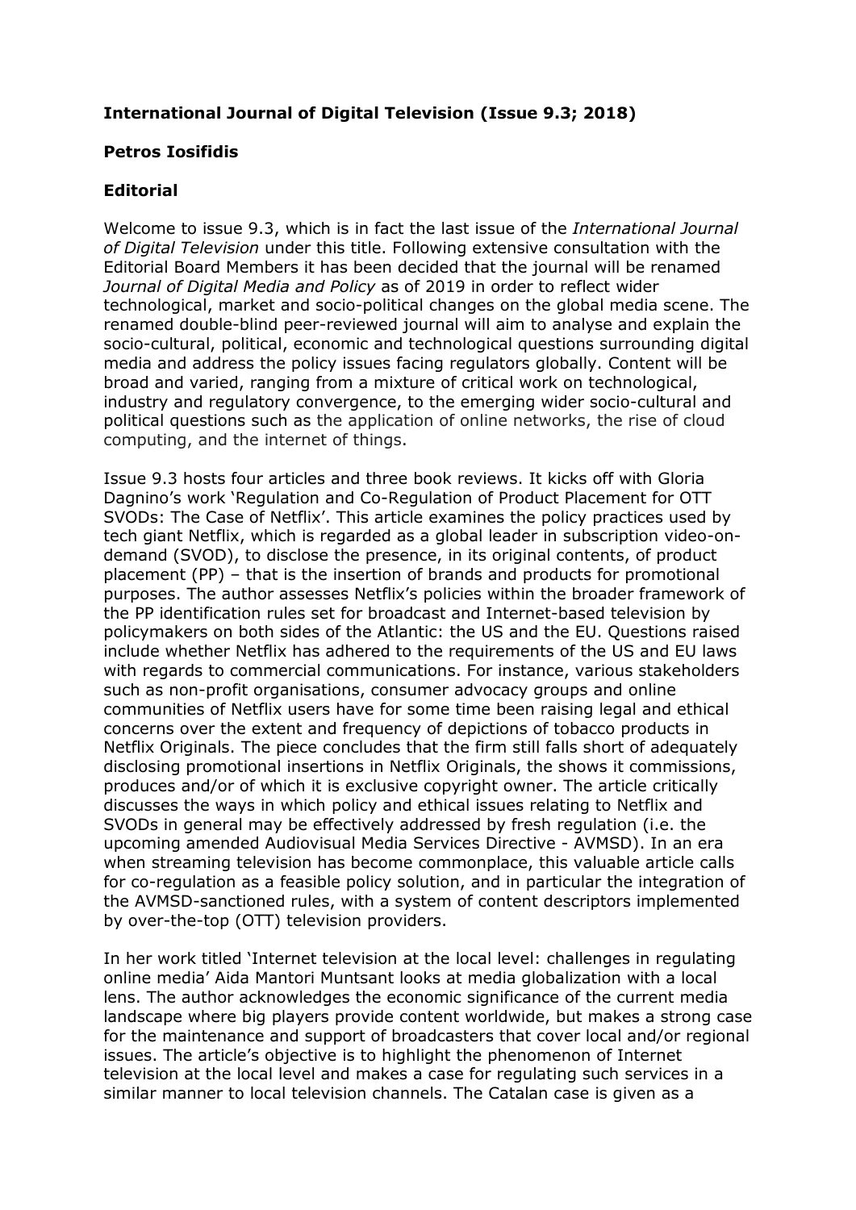**International Journal of Digital Television (Issue 9.3; 2018)**

**Petros Iosifidis**

**Editorial**

Welcome to issue 9.3, which is in fact the last issue of the *International Journal of Digital Television* under this title. Following extensive consultation with the Editorial Board Members it has been decided that the journal will be renamed *Journal of Digital Media and Policy* as of 2019 in order to reflect wider technological, market and socio-political changes on the global media scene. The renamed double-blind peer-reviewed journal will aim to analyse and explain the socio-cultural, political, economic and technological questions surrounding digital media and address the policy issues facing regulators globally. Content will be broad and varied, ranging from a mixture of critical work on technological, industry and regulatory convergence, to the emerging wider socio-cultural and political questions such as the application of online networks, the rise of cloud computing, and the internet of things.

Issue 9.3 hosts four articles and three book reviews. It kicks off with Gloria Dagnino's work 'Regulation and Co-Regulation of Product Placement for OTT SVODs: The Case of Netflix'. This article examines the policy practices used by tech giant Netflix, which is regarded as a global leader in subscription video-on-demand (SVOD), to disclose the presence, in its original contents, of product placement (PP) – that is the insertion of brands and products for promotional purposes. The author assesses Netflix's policies within the broader framework of the PP identification rules set for broadcast and Internet-based television by policymakers on both sides of the Atlantic: the US and the EU. Questions raised include whether Netflix has adhered to the requirements of the US and EU laws with regards to commercial communications. For instance, various stakeholders such as non-profit organisations, consumer advocacy groups and online communities of Netflix users have for some time been raising legal and ethical concerns over the extent and frequency of depictions of tobacco products in Netflix Originals. The piece concludes that the firm still falls short of adequately disclosing promotional insertions in Netflix Originals, the shows it commissions, produces and/or of which it is exclusive copyright owner. The article critically discusses the ways in which policy and ethical issues relating to Netflix and SVODs in general may be effectively addressed by fresh regulation (i.e. the upcoming amended Audiovisual Media Services Directive - AVMSD). In an era when streaming television has become commonplace, this valuable article calls for co-regulation as a feasible policy solution, and in particular the integration of the AVMSD-sanctioned rules, with a system of content descriptors implemented by over-the-top (OTT) television providers.

In her work titled 'Internet television at the local level: challenges in regulating online media' Aida Mantori Muntsant looks at media globalization with a local lens. The author acknowledges the economic significance of the current media landscape where big players provide content worldwide, but makes a strong case for the maintenance and support of broadcasters that cover local and/or regional issues. The article's objective is to highlight the phenomenon of Internet television at the local level and makes a case for regulating such services in a similar manner to local television channels. The Catalan case is given as a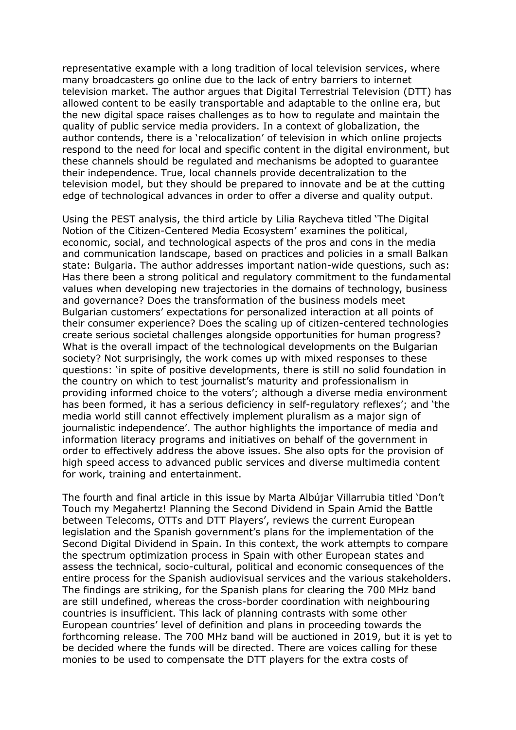representative example with a long tradition of local television services, where many broadcasters go online due to the lack of entry barriers to internet television market. The author argues that Digital Terrestrial Television (DTT) has allowed content to be easily transportable and adaptable to the online era, but the new digital space raises challenges as to how to regulate and maintain the quality of public service media providers. In a context of globalization, the author contends, there is a 'relocalization' of television in which online projects respond to the need for local and specific content in the digital environment, but these channels should be regulated and mechanisms be adopted to guarantee their independence. True, local channels provide decentralization to the television model, but they should be prepared to innovate and be at the cutting edge of technological advances in order to offer a diverse and quality output.

Using the PEST analysis, the third article by Lilia Raycheva titled 'The Digital Notion of the Citizen-Centered Media Ecosystem' examines the political, economic, social, and technological aspects of the pros and cons in the media and communication landscape, based on practices and policies in a small Balkan state: Bulgaria. The author addresses important nation-wide questions, such as: Has there been a strong political and regulatory commitment to the fundamental values when developing new trajectories in the domains of technology, business and governance? Does the transformation of the business models meet Bulgarian customers' expectations for personalized interaction at all points of their consumer experience? Does the scaling up of citizen-centered technologies create serious societal challenges alongside opportunities for human progress? What is the overall impact of the technological developments on the Bulgarian society? Not surprisingly, the work comes up with mixed responses to these questions: 'in spite of positive developments, there is still no solid foundation in the country on which to test journalist's maturity and professionalism in providing informed choice to the voters'; although a diverse media environment has been formed, it has a serious deficiency in self-regulatory reflexes'; and 'the media world still cannot effectively implement pluralism as a major sign of journalistic independence'. The author highlights the importance of media and information literacy programs and initiatives on behalf of the government in order to effectively address the above issues. She also opts for the provision of high speed access to advanced public services and diverse multimedia content for work, training and entertainment.

The fourth and final article in this issue by Marta Albújar Villarrubia titled 'Don't Touch my Megahertz! Planning the Second Dividend in Spain Amid the Battle between Telecoms, OTTs and DTT Players', reviews the current European legislation and the Spanish government's plans for the implementation of the Second Digital Dividend in Spain. In this context, the work attempts to compare the spectrum optimization process in Spain with other European states and assess the technical, socio-cultural, political and economic consequences of the entire process for the Spanish audiovisual services and the various stakeholders. The findings are striking, for the Spanish plans for clearing the 700 MHz band are still undefined, whereas the cross-border coordination with neighbouring countries is insufficient. This lack of planning contrasts with some other European countries' level of definition and plans in proceeding towards the forthcoming release. The 700 MHz band will be auctioned in 2019, but it is yet to be decided where the funds will be directed. There are voices calling for these monies to be used to compensate the DTT players for the extra costs of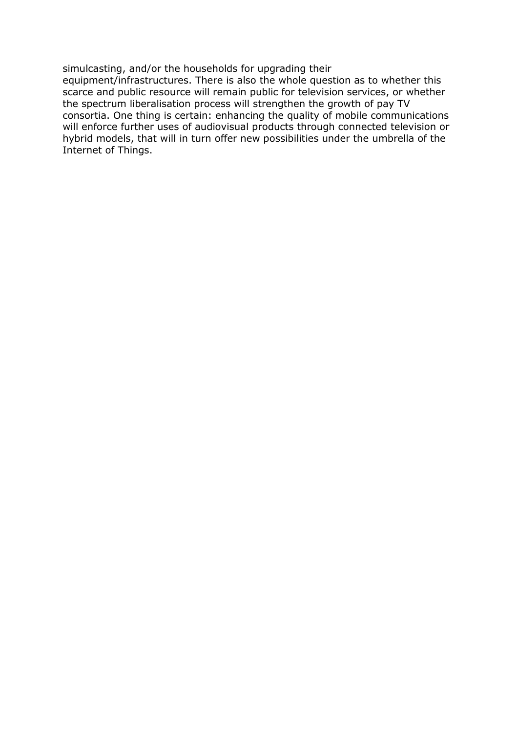simulcasting, and/or the households for upgrading their equipment/infrastructures. There is also the whole question as to whether this scarce and public resource will remain public for television services, or whether the spectrum liberalisation process will strengthen the growth of pay TV consortia. One thing is certain: enhancing the quality of mobile communications will enforce further uses of audiovisual products through connected television or hybrid models, that will in turn offer new possibilities under the umbrella of the Internet of Things.